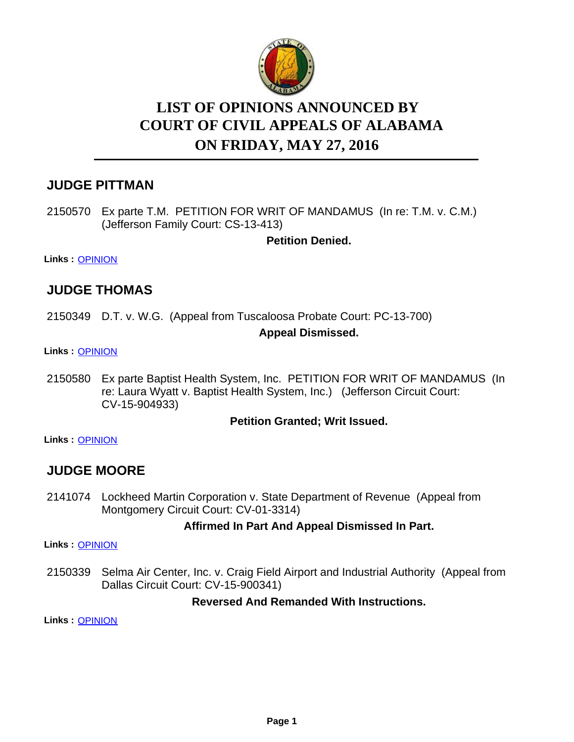# LIST OF OPINIONS ANNOUNCED BY COURT OF CIVIL APPEALS OF ALABAMA ON FRIDAY, MAY 27, 2016

## JUDGE PITTMAN

2150570 Ex parte T.M. PETITION FOR WRIT OF MANDAMUS (In re: T.M. v. C.M.) (Jefferson Family Court: CS-13-413)

**Petition Denied.**

**Links :** OPINION

## JUDGE THOMAS

2150349 D.T. v. W.G. (Appeal from Tuscaloosa Probate Court: PC-13-700)

**Appeal Dismissed.**

**Links :** OPINION

2150580 Ex parte Baptist Health System, Inc. PETITION FOR WRIT OF MANDAMUS (In re: Laura Wyatt v. Baptist Health System, Inc.) (Jefferson Circuit Court: CV-15-904933)

**Petition Granted; Writ Issued.**

**Links :** OPINION

## JUDGE MOORE

2141074 Lockheed Martin Corporation v. State Department of Revenue (Appeal from Montgomery Circuit Court: CV-01-3314)

**Affirmed In Part And Appeal Dismissed In Part.**

**Links :** OPINION

2150339 Selma Air Center, Inc. v. Craig Field Airport and Industrial Authority (Appeal from Dallas Circuit Court: CV-15-900341)

**Reversed And Remanded With Instructions.**

**Links :** OPINION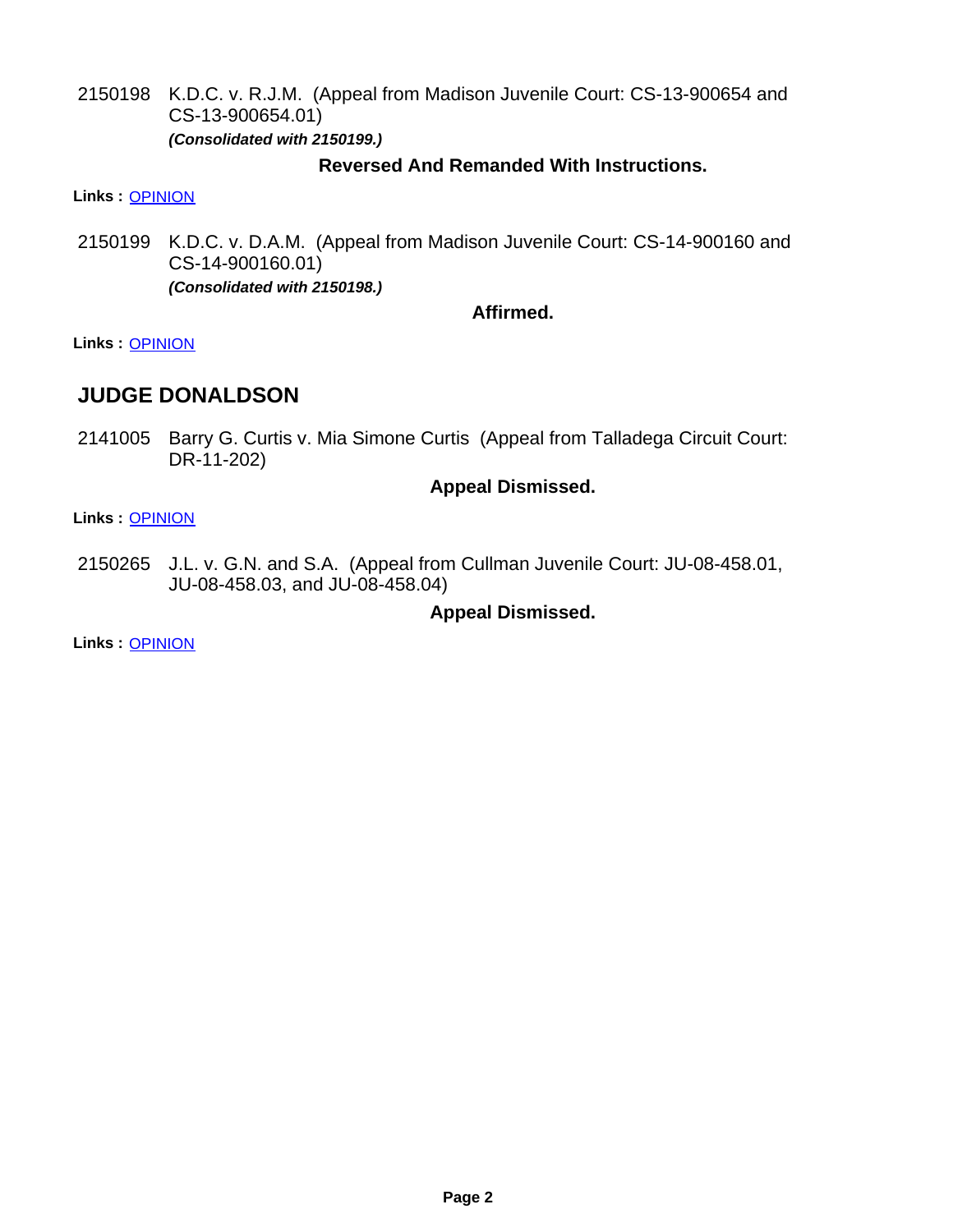2150198 K.D.C. v. R.J.M. (Appeal from Madison Juvenile Court: CS-13-900654 and CS-13-900654.01)
***(Consolidated with 2150199.)***

**Reversed And Remanded With Instructions.**

**Links :** OPINION

2150199 K.D.C. v. D.A.M. (Appeal from Madison Juvenile Court: CS-14-900160 and CS-14-900160.01)
***(Consolidated with 2150198.)***

**Affirmed.**

**Links :** OPINION

## JUDGE DONALDSON

2141005 Barry G. Curtis v. Mia Simone Curtis (Appeal from Talladega Circuit Court: DR-11-202)

**Appeal Dismissed.**

**Links :** OPINION

2150265 J.L. v. G.N. and S.A. (Appeal from Cullman Juvenile Court: JU-08-458.01, JU-08-458.03, and JU-08-458.04)

**Appeal Dismissed.**

**Links :** OPINION